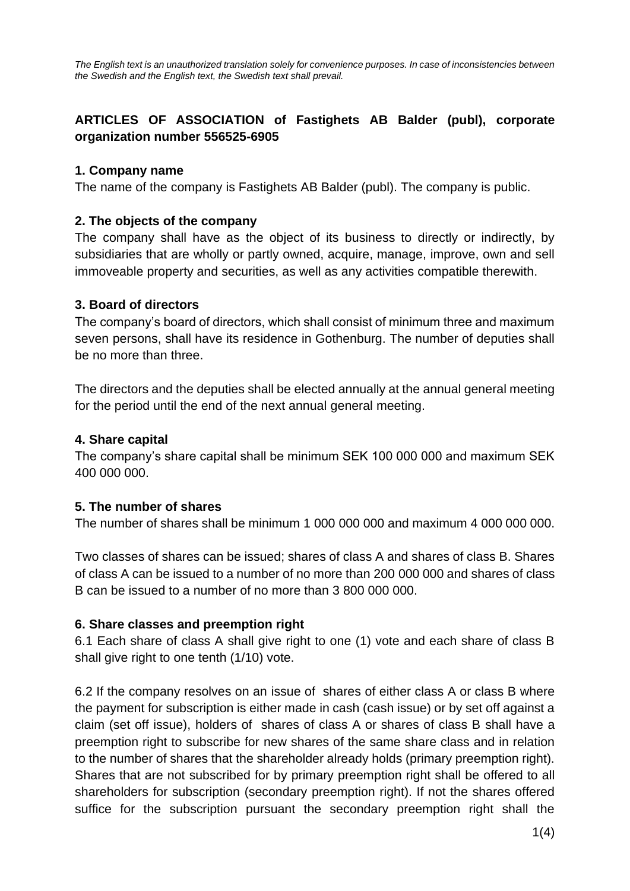*The English text is an unauthorized translation solely for convenience purposes. In case of inconsistencies between the Swedish and the English text, the Swedish text shall prevail.*

# ARTICLES OF ASSOCIATION of Fastighets AB Balder (publ), corporate organization number 556525-6905

## 1. Company name

The name of the company is Fastighets AB Balder (publ). The company is public.

## 2. The objects of the company

The company shall have as the object of its business to directly or indirectly, by subsidiaries that are wholly or partly owned, acquire, manage, improve, own and sell immoveable property and securities, as well as any activities compatible therewith.

## 3. Board of directors

The company's board of directors, which shall consist of minimum three and maximum seven persons, shall have its residence in Gothenburg. The number of deputies shall be no more than three.

The directors and the deputies shall be elected annually at the annual general meeting for the period until the end of the next annual general meeting.

## 4. Share capital

The company's share capital shall be minimum SEK 100 000 000 and maximum SEK 400 000 000.

## 5. The number of shares

The number of shares shall be minimum 1 000 000 000 and maximum 4 000 000 000.

Two classes of shares can be issued; shares of class A and shares of class B. Shares of class A can be issued to a number of no more than 200 000 000 and shares of class B can be issued to a number of no more than 3 800 000 000.

## 6. Share classes and preemption right

6.1 Each share of class A shall give right to one (1) vote and each share of class B shall give right to one tenth (1/10) vote.

6.2 If the company resolves on an issue of shares of either class A or class B where the payment for subscription is either made in cash (cash issue) or by set off against a claim (set off issue), holders of shares of class A or shares of class B shall have a preemption right to subscribe for new shares of the same share class and in relation to the number of shares that the shareholder already holds (primary preemption right). Shares that are not subscribed for by primary preemption right shall be offered to all shareholders for subscription (secondary preemption right). If not the shares offered suffice for the subscription pursuant the secondary preemption right shall the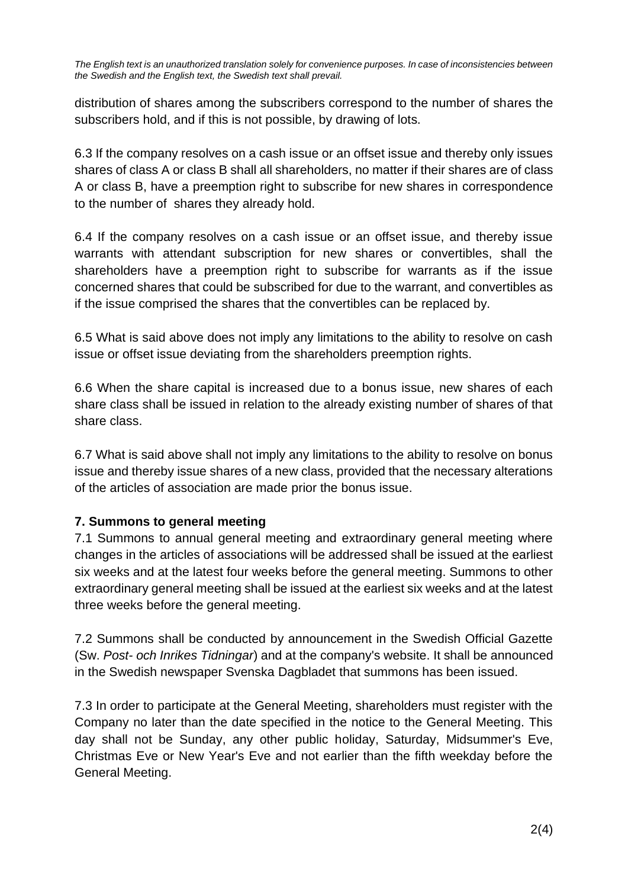distribution of shares among the subscribers correspond to the number of shares the subscribers hold, and if this is not possible, by drawing of lots.

6.3 If the company resolves on a cash issue or an offset issue and thereby only issues shares of class A or class B shall all shareholders, no matter if their shares are of class A or class B, have a preemption right to subscribe for new shares in correspondence to the number of shares they already hold.

6.4 If the company resolves on a cash issue or an offset issue, and thereby issue warrants with attendant subscription for new shares or convertibles, shall the shareholders have a preemption right to subscribe for warrants as if the issue concerned shares that could be subscribed for due to the warrant, and convertibles as if the issue comprised the shares that the convertibles can be replaced by.

6.5 What is said above does not imply any limitations to the ability to resolve on cash issue or offset issue deviating from the shareholders preemption rights.

6.6 When the share capital is increased due to a bonus issue, new shares of each share class shall be issued in relation to the already existing number of shares of that share class.

6.7 What is said above shall not imply any limitations to the ability to resolve on bonus issue and thereby issue shares of a new class, provided that the necessary alterations of the articles of association are made prior the bonus issue.

**7. Summons to general meeting**

7.1 Summons to annual general meeting and extraordinary general meeting where changes in the articles of associations will be addressed shall be issued at the earliest six weeks and at the latest four weeks before the general meeting. Summons to other extraordinary general meeting shall be issued at the earliest six weeks and at the latest three weeks before the general meeting.

7.2 Summons shall be conducted by announcement in the Swedish Official Gazette (Sw. *Post- och Inrikes Tidningar*) and at the company's website. It shall be announced in the Swedish newspaper Svenska Dagbladet that summons has been issued.

7.3 In order to participate at the General Meeting, shareholders must register with the Company no later than the date specified in the notice to the General Meeting. This day shall not be Sunday, any other public holiday, Saturday, Midsummer's Eve, Christmas Eve or New Year's Eve and not earlier than the fifth weekday before the General Meeting.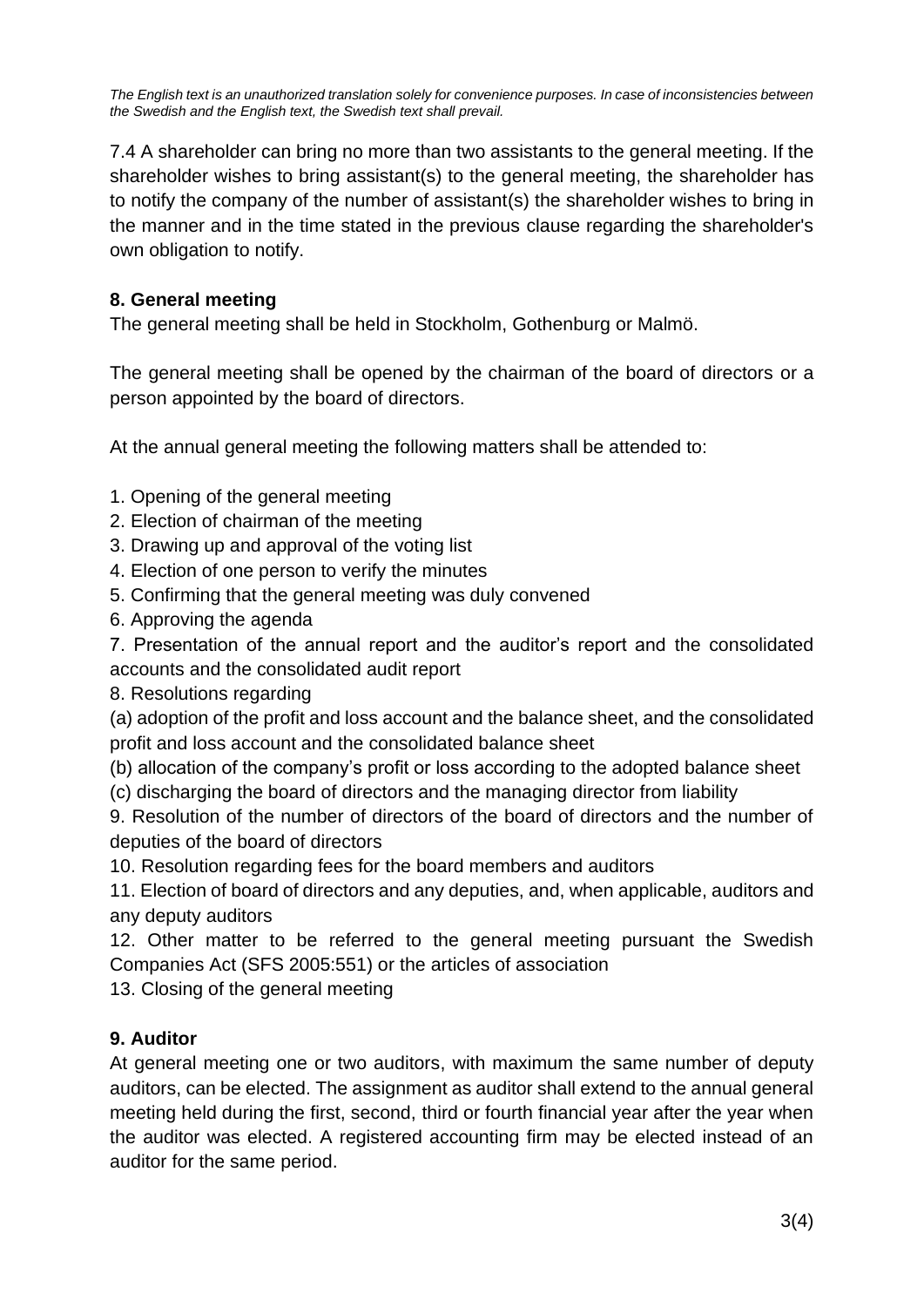*The English text is an unauthorized translation solely for convenience purposes. In case of inconsistencies between the Swedish and the English text, the Swedish text shall prevail.*

7.4 A shareholder can bring no more than two assistants to the general meeting. If the shareholder wishes to bring assistant(s) to the general meeting, the shareholder has to notify the company of the number of assistant(s) the shareholder wishes to bring in the manner and in the time stated in the previous clause regarding the shareholder's own obligation to notify.

## 8. General meeting

The general meeting shall be held in Stockholm, Gothenburg or Malmö.

The general meeting shall be opened by the chairman of the board of directors or a person appointed by the board of directors.

At the annual general meeting the following matters shall be attended to:

1. Opening of the general meeting
2. Election of chairman of the meeting
3. Drawing up and approval of the voting list
4. Election of one person to verify the minutes
5. Confirming that the general meeting was duly convened
6. Approving the agenda
7. Presentation of the annual report and the auditor's report and the consolidated accounts and the consolidated audit report
8. Resolutions regarding
   (a) adoption of the profit and loss account and the balance sheet, and the consolidated profit and loss account and the consolidated balance sheet
   (b) allocation of the company's profit or loss according to the adopted balance sheet
   (c) discharging the board of directors and the managing director from liability
9. Resolution of the number of directors of the board of directors and the number of deputies of the board of directors
10. Resolution regarding fees for the board members and auditors
11. Election of board of directors and any deputies, and, when applicable, auditors and any deputy auditors
12. Other matter to be referred to the general meeting pursuant the Swedish Companies Act (SFS 2005:551) or the articles of association
13. Closing of the general meeting

## 9. Auditor

At general meeting one or two auditors, with maximum the same number of deputy auditors, can be elected. The assignment as auditor shall extend to the annual general meeting held during the first, second, third or fourth financial year after the year when the auditor was elected. A registered accounting firm may be elected instead of an auditor for the same period.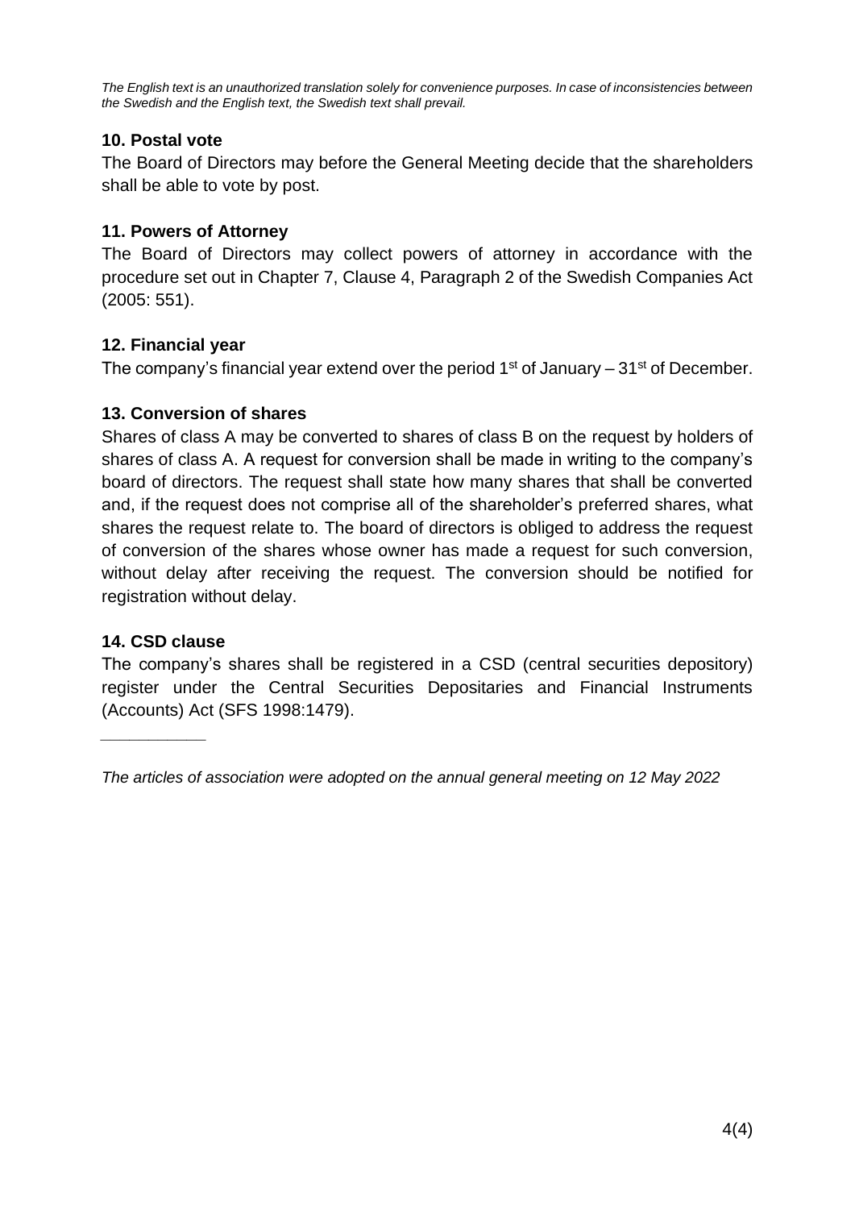*The English text is an unauthorized translation solely for convenience purposes. In case of inconsistencies between the Swedish and the English text, the Swedish text shall prevail.*

## 10. Postal vote

The Board of Directors may before the General Meeting decide that the shareholders shall be able to vote by post.

## 11. Powers of Attorney

The Board of Directors may collect powers of attorney in accordance with the procedure set out in Chapter 7, Clause 4, Paragraph 2 of the Swedish Companies Act (2005: 551).

## 12. Financial year

The company's financial year extend over the period 1st of January – 31st of December.

## 13. Conversion of shares

Shares of class A may be converted to shares of class B on the request by holders of shares of class A. A request for conversion shall be made in writing to the company's board of directors. The request shall state how many shares that shall be converted and, if the request does not comprise all of the shareholder's preferred shares, what shares the request relate to. The board of directors is obliged to address the request of conversion of the shares whose owner has made a request for such conversion, without delay after receiving the request. The conversion should be notified for registration without delay.

## 14. CSD clause

The company's shares shall be registered in a CSD (central securities depository) register under the Central Securities Depositaries and Financial Instruments (Accounts) Act (SFS 1998:1479).

---

*The articles of association were adopted on the annual general meeting on 12 May 2022*